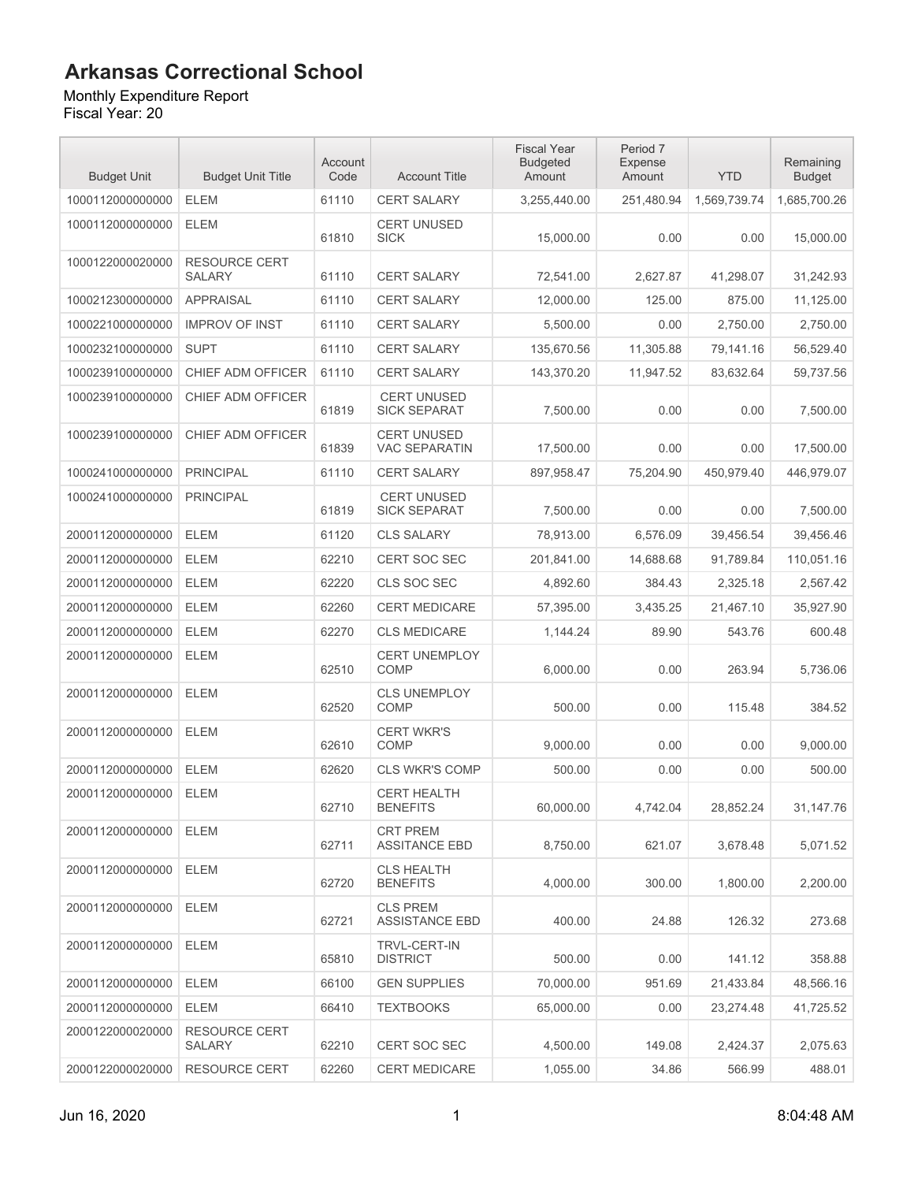# Arkansas Correctional School

Monthly Expenditure Report
Fiscal Year: 20

| Budget Unit | Budget Unit Title | Account Code | Account Title | Fiscal Year Budgeted Amount | Period 7 Expense Amount | YTD | Remaining Budget |
|---|---|---|---|---|---|---|---|
| 1000112000000000 | ELEM | 61110 | CERT SALARY | 3,255,440.00 | 251,480.94 | 1,569,739.74 | 1,685,700.26 |
| 1000112000000000 | ELEM | 61810 | CERT UNUSED SICK | 15,000.00 | 0.00 | 0.00 | 15,000.00 |
| 1000122000020000 | RESOURCE CERT SALARY | 61110 | CERT SALARY | 72,541.00 | 2,627.87 | 41,298.07 | 31,242.93 |
| 1000212300000000 | APPRAISAL | 61110 | CERT SALARY | 12,000.00 | 125.00 | 875.00 | 11,125.00 |
| 1000221000000000 | IMPROV OF INST | 61110 | CERT SALARY | 5,500.00 | 0.00 | 2,750.00 | 2,750.00 |
| 1000232100000000 | SUPT | 61110 | CERT SALARY | 135,670.56 | 11,305.88 | 79,141.16 | 56,529.40 |
| 1000239100000000 | CHIEF ADM OFFICER | 61110 | CERT SALARY | 143,370.20 | 11,947.52 | 83,632.64 | 59,737.56 |
| 1000239100000000 | CHIEF ADM OFFICER | 61819 | CERT UNUSED SICK SEPARAT | 7,500.00 | 0.00 | 0.00 | 7,500.00 |
| 1000239100000000 | CHIEF ADM OFFICER | 61839 | CERT UNUSED VAC SEPARATIN | 17,500.00 | 0.00 | 0.00 | 17,500.00 |
| 1000241000000000 | PRINCIPAL | 61110 | CERT SALARY | 897,958.47 | 75,204.90 | 450,979.40 | 446,979.07 |
| 1000241000000000 | PRINCIPAL | 61819 | CERT UNUSED SICK SEPARAT | 7,500.00 | 0.00 | 0.00 | 7,500.00 |
| 2000112000000000 | ELEM | 61120 | CLS SALARY | 78,913.00 | 6,576.09 | 39,456.54 | 39,456.46 |
| 2000112000000000 | ELEM | 62210 | CERT SOC SEC | 201,841.00 | 14,688.68 | 91,789.84 | 110,051.16 |
| 2000112000000000 | ELEM | 62220 | CLS SOC SEC | 4,892.60 | 384.43 | 2,325.18 | 2,567.42 |
| 2000112000000000 | ELEM | 62260 | CERT MEDICARE | 57,395.00 | 3,435.25 | 21,467.10 | 35,927.90 |
| 2000112000000000 | ELEM | 62270 | CLS MEDICARE | 1,144.24 | 89.90 | 543.76 | 600.48 |
| 2000112000000000 | ELEM | 62510 | CERT UNEMPLOY COMP | 6,000.00 | 0.00 | 263.94 | 5,736.06 |
| 2000112000000000 | ELEM | 62520 | CLS UNEMPLOY COMP | 500.00 | 0.00 | 115.48 | 384.52 |
| 2000112000000000 | ELEM | 62610 | CERT WKR'S COMP | 9,000.00 | 0.00 | 0.00 | 9,000.00 |
| 2000112000000000 | ELEM | 62620 | CLS WKR'S COMP | 500.00 | 0.00 | 0.00 | 500.00 |
| 2000112000000000 | ELEM | 62710 | CERT HEALTH BENEFITS | 60,000.00 | 4,742.04 | 28,852.24 | 31,147.76 |
| 2000112000000000 | ELEM | 62711 | CRT PREM ASSITANCE EBD | 8,750.00 | 621.07 | 3,678.48 | 5,071.52 |
| 2000112000000000 | ELEM | 62720 | CLS HEALTH BENEFITS | 4,000.00 | 300.00 | 1,800.00 | 2,200.00 |
| 2000112000000000 | ELEM | 62721 | CLS PREM ASSISTANCE EBD | 400.00 | 24.88 | 126.32 | 273.68 |
| 2000112000000000 | ELEM | 65810 | TRVL-CERT-IN DISTRICT | 500.00 | 0.00 | 141.12 | 358.88 |
| 2000112000000000 | ELEM | 66100 | GEN SUPPLIES | 70,000.00 | 951.69 | 21,433.84 | 48,566.16 |
| 2000112000000000 | ELEM | 66410 | TEXTBOOKS | 65,000.00 | 0.00 | 23,274.48 | 41,725.52 |
| 2000122000020000 | RESOURCE CERT SALARY | 62210 | CERT SOC SEC | 4,500.00 | 149.08 | 2,424.37 | 2,075.63 |
| 2000122000020000 | RESOURCE CERT | 62260 | CERT MEDICARE | 1,055.00 | 34.86 | 566.99 | 488.01 |

Jun 16, 2020 8:04:48 AM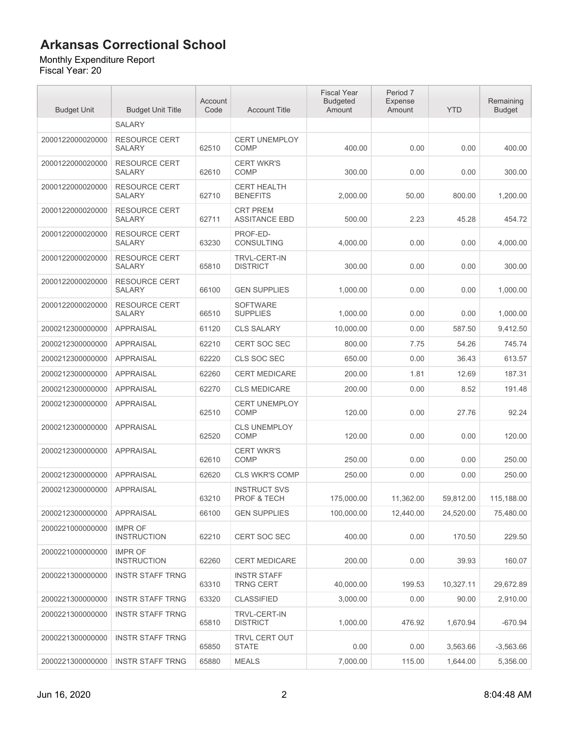# Arkansas Correctional School

Monthly Expenditure Report
Fiscal Year: 20

| Budget Unit | Budget Unit Title | Account Code | Account Title | Fiscal Year Budgeted Amount | Period 7 Expense Amount | YTD | Remaining Budget |
|---|---|---|---|---|---|---|---|
| | SALARY | | | | | | |
| 2000122000020000 | RESOURCE CERT SALARY | 62510 | CERT UNEMPLOY COMP | 400.00 | 0.00 | 0.00 | 400.00 |
| 2000122000020000 | RESOURCE CERT SALARY | 62610 | CERT WKR'S COMP | 300.00 | 0.00 | 0.00 | 300.00 |
| 2000122000020000 | RESOURCE CERT SALARY | 62710 | CERT HEALTH BENEFITS | 2,000.00 | 50.00 | 800.00 | 1,200.00 |
| 2000122000020000 | RESOURCE CERT SALARY | 62711 | CRT PREM ASSITANCE EBD | 500.00 | 2.23 | 45.28 | 454.72 |
| 2000122000020000 | RESOURCE CERT SALARY | 63230 | PROF-ED-CONSULTING | 4,000.00 | 0.00 | 0.00 | 4,000.00 |
| 2000122000020000 | RESOURCE CERT SALARY | 65810 | TRVL-CERT-IN DISTRICT | 300.00 | 0.00 | 0.00 | 300.00 |
| 2000122000020000 | RESOURCE CERT SALARY | 66100 | GEN SUPPLIES | 1,000.00 | 0.00 | 0.00 | 1,000.00 |
| 2000122000020000 | RESOURCE CERT SALARY | 66510 | SOFTWARE SUPPLIES | 1,000.00 | 0.00 | 0.00 | 1,000.00 |
| 2000212300000000 | APPRAISAL | 61120 | CLS SALARY | 10,000.00 | 0.00 | 587.50 | 9,412.50 |
| 2000212300000000 | APPRAISAL | 62210 | CERT SOC SEC | 800.00 | 7.75 | 54.26 | 745.74 |
| 2000212300000000 | APPRAISAL | 62220 | CLS SOC SEC | 650.00 | 0.00 | 36.43 | 613.57 |
| 2000212300000000 | APPRAISAL | 62260 | CERT MEDICARE | 200.00 | 1.81 | 12.69 | 187.31 |
| 2000212300000000 | APPRAISAL | 62270 | CLS MEDICARE | 200.00 | 0.00 | 8.52 | 191.48 |
| 2000212300000000 | APPRAISAL | 62510 | CERT UNEMPLOY COMP | 120.00 | 0.00 | 27.76 | 92.24 |
| 2000212300000000 | APPRAISAL | 62520 | CLS UNEMPLOY COMP | 120.00 | 0.00 | 0.00 | 120.00 |
| 2000212300000000 | APPRAISAL | 62610 | CERT WKR'S COMP | 250.00 | 0.00 | 0.00 | 250.00 |
| 2000212300000000 | APPRAISAL | 62620 | CLS WKR'S COMP | 250.00 | 0.00 | 0.00 | 250.00 |
| 2000212300000000 | APPRAISAL | 63210 | INSTRUCT SVS PROF & TECH | 175,000.00 | 11,362.00 | 59,812.00 | 115,188.00 |
| 2000212300000000 | APPRAISAL | 66100 | GEN SUPPLIES | 100,000.00 | 12,440.00 | 24,520.00 | 75,480.00 |
| 2000221000000000 | IMPR OF INSTRUCTION | 62210 | CERT SOC SEC | 400.00 | 0.00 | 170.50 | 229.50 |
| 2000221000000000 | IMPR OF INSTRUCTION | 62260 | CERT MEDICARE | 200.00 | 0.00 | 39.93 | 160.07 |
| 2000221300000000 | INSTR STAFF TRNG | 63310 | INSTR STAFF TRNG CERT | 40,000.00 | 199.53 | 10,327.11 | 29,672.89 |
| 2000221300000000 | INSTR STAFF TRNG | 63320 | CLASSIFIED | 3,000.00 | 0.00 | 90.00 | 2,910.00 |
| 2000221300000000 | INSTR STAFF TRNG | 65810 | TRVL-CERT-IN DISTRICT | 1,000.00 | 476.92 | 1,670.94 | -670.94 |
| 2000221300000000 | INSTR STAFF TRNG | 65850 | TRVL CERT OUT STATE | 0.00 | 0.00 | 3,563.66 | -3,563.66 |
| 2000221300000000 | INSTR STAFF TRNG | 65880 | MEALS | 7,000.00 | 115.00 | 1,644.00 | 5,356.00 |

Jun 16, 2020 8:04:48 AM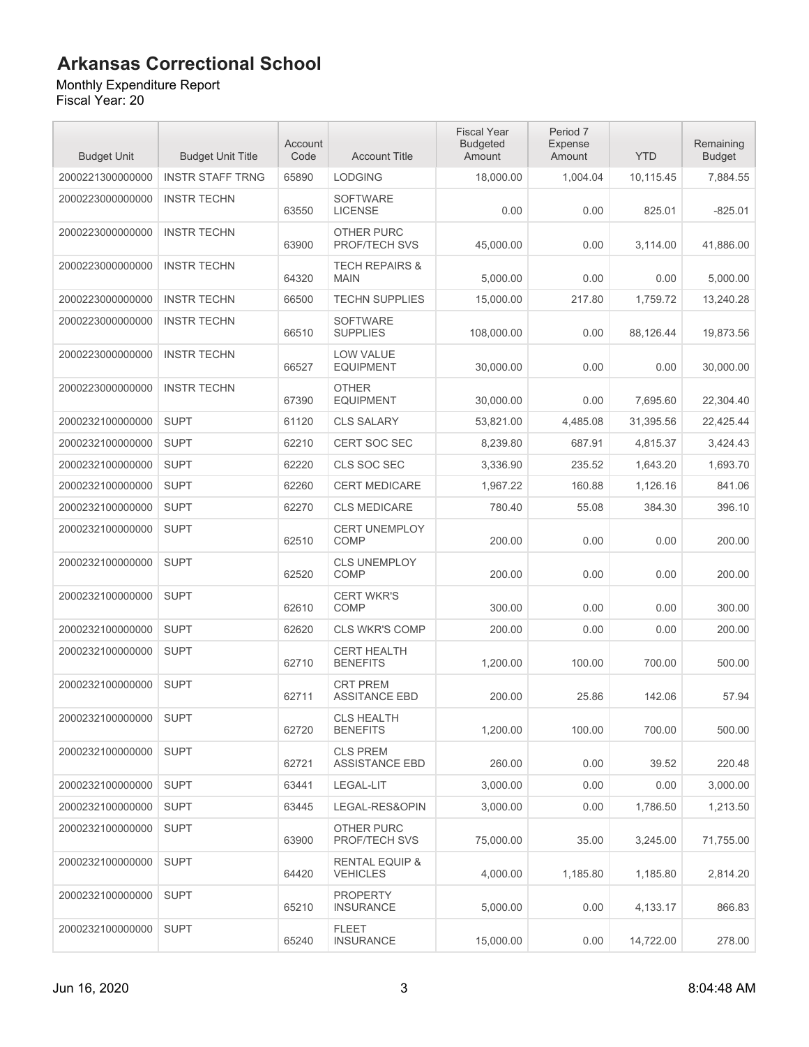# Arkansas Correctional School

Monthly Expenditure Report
Fiscal Year: 20

| Budget Unit | Budget Unit Title | Account Code | Account Title | Fiscal Year Budgeted Amount | Period 7 Expense Amount | YTD | Remaining Budget |
|---|---|---|---|---|---|---|---|
| 2000221300000000 | INSTR STAFF TRNG | 65890 | LODGING | 18,000.00 | 1,004.04 | 10,115.45 | 7,884.55 |
| 2000223000000000 | INSTR TECHN | 63550 | SOFTWARE LICENSE | 0.00 | 0.00 | 825.01 | -825.01 |
| 2000223000000000 | INSTR TECHN | 63900 | OTHER PURC PROF/TECH SVS | 45,000.00 | 0.00 | 3,114.00 | 41,886.00 |
| 2000223000000000 | INSTR TECHN | 64320 | TECH REPAIRS & MAIN | 5,000.00 | 0.00 | 0.00 | 5,000.00 |
| 2000223000000000 | INSTR TECHN | 66500 | TECHN SUPPLIES | 15,000.00 | 217.80 | 1,759.72 | 13,240.28 |
| 2000223000000000 | INSTR TECHN | 66510 | SOFTWARE SUPPLIES | 108,000.00 | 0.00 | 88,126.44 | 19,873.56 |
| 2000223000000000 | INSTR TECHN | 66527 | LOW VALUE EQUIPMENT | 30,000.00 | 0.00 | 0.00 | 30,000.00 |
| 2000223000000000 | INSTR TECHN | 67390 | OTHER EQUIPMENT | 30,000.00 | 0.00 | 7,695.60 | 22,304.40 |
| 2000232100000000 | SUPT | 61120 | CLS SALARY | 53,821.00 | 4,485.08 | 31,395.56 | 22,425.44 |
| 2000232100000000 | SUPT | 62210 | CERT SOC SEC | 8,239.80 | 687.91 | 4,815.37 | 3,424.43 |
| 2000232100000000 | SUPT | 62220 | CLS SOC SEC | 3,336.90 | 235.52 | 1,643.20 | 1,693.70 |
| 2000232100000000 | SUPT | 62260 | CERT MEDICARE | 1,967.22 | 160.88 | 1,126.16 | 841.06 |
| 2000232100000000 | SUPT | 62270 | CLS MEDICARE | 780.40 | 55.08 | 384.30 | 396.10 |
| 2000232100000000 | SUPT | 62510 | CERT UNEMPLOY COMP | 200.00 | 0.00 | 0.00 | 200.00 |
| 2000232100000000 | SUPT | 62520 | CLS UNEMPLOY COMP | 200.00 | 0.00 | 0.00 | 200.00 |
| 2000232100000000 | SUPT | 62610 | CERT WKR'S COMP | 300.00 | 0.00 | 0.00 | 300.00 |
| 2000232100000000 | SUPT | 62620 | CLS WKR'S COMP | 200.00 | 0.00 | 0.00 | 200.00 |
| 2000232100000000 | SUPT | 62710 | CERT HEALTH BENEFITS | 1,200.00 | 100.00 | 700.00 | 500.00 |
| 2000232100000000 | SUPT | 62711 | CRT PREM ASSITANCE EBD | 200.00 | 25.86 | 142.06 | 57.94 |
| 2000232100000000 | SUPT | 62720 | CLS HEALTH BENEFITS | 1,200.00 | 100.00 | 700.00 | 500.00 |
| 2000232100000000 | SUPT | 62721 | CLS PREM ASSISTANCE EBD | 260.00 | 0.00 | 39.52 | 220.48 |
| 2000232100000000 | SUPT | 63441 | LEGAL-LIT | 3,000.00 | 0.00 | 0.00 | 3,000.00 |
| 2000232100000000 | SUPT | 63445 | LEGAL-RES&OPIN | 3,000.00 | 0.00 | 1,786.50 | 1,213.50 |
| 2000232100000000 | SUPT | 63900 | OTHER PURC PROF/TECH SVS | 75,000.00 | 35.00 | 3,245.00 | 71,755.00 |
| 2000232100000000 | SUPT | 64420 | RENTAL EQUIP & VEHICLES | 4,000.00 | 1,185.80 | 1,185.80 | 2,814.20 |
| 2000232100000000 | SUPT | 65210 | PROPERTY INSURANCE | 5,000.00 | 0.00 | 4,133.17 | 866.83 |
| 2000232100000000 | SUPT | 65240 | FLEET INSURANCE | 15,000.00 | 0.00 | 14,722.00 | 278.00 |

Jun 16, 2020 8:04:48 AM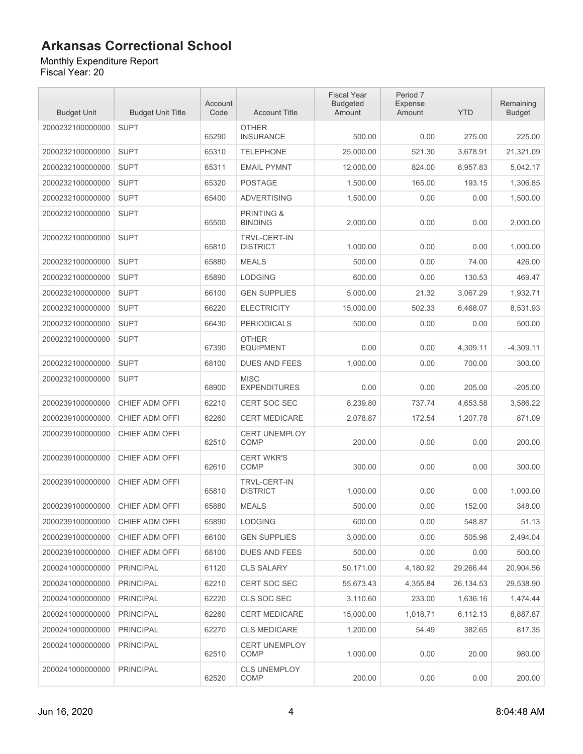# Arkansas Correctional School

Monthly Expenditure Report
Fiscal Year: 20

| Budget Unit | Budget Unit Title | Account Code | Account Title | Fiscal Year Budgeted Amount | Period 7 Expense Amount | YTD | Remaining Budget |
|---|---|---|---|---|---|---|---|
| 2000232100000000 | SUPT | 65290 | OTHER INSURANCE | 500.00 | 0.00 | 275.00 | 225.00 |
| 2000232100000000 | SUPT | 65310 | TELEPHONE | 25,000.00 | 521.30 | 3,678.91 | 21,321.09 |
| 2000232100000000 | SUPT | 65311 | EMAIL PYMNT | 12,000.00 | 824.00 | 6,957.83 | 5,042.17 |
| 2000232100000000 | SUPT | 65320 | POSTAGE | 1,500.00 | 165.00 | 193.15 | 1,306.85 |
| 2000232100000000 | SUPT | 65400 | ADVERTISING | 1,500.00 | 0.00 | 0.00 | 1,500.00 |
| 2000232100000000 | SUPT | 65500 | PRINTING & BINDING | 2,000.00 | 0.00 | 0.00 | 2,000.00 |
| 2000232100000000 | SUPT | 65810 | TRVL-CERT-IN DISTRICT | 1,000.00 | 0.00 | 0.00 | 1,000.00 |
| 2000232100000000 | SUPT | 65880 | MEALS | 500.00 | 0.00 | 74.00 | 426.00 |
| 2000232100000000 | SUPT | 65890 | LODGING | 600.00 | 0.00 | 130.53 | 469.47 |
| 2000232100000000 | SUPT | 66100 | GEN SUPPLIES | 5,000.00 | 21.32 | 3,067.29 | 1,932.71 |
| 2000232100000000 | SUPT | 66220 | ELECTRICITY | 15,000.00 | 502.33 | 6,468.07 | 8,531.93 |
| 2000232100000000 | SUPT | 66430 | PERIODICALS | 500.00 | 0.00 | 0.00 | 500.00 |
| 2000232100000000 | SUPT | 67390 | OTHER EQUIPMENT | 0.00 | 0.00 | 4,309.11 | -4,309.11 |
| 2000232100000000 | SUPT | 68100 | DUES AND FEES | 1,000.00 | 0.00 | 700.00 | 300.00 |
| 2000232100000000 | SUPT | 68900 | MISC EXPENDITURES | 0.00 | 0.00 | 205.00 | -205.00 |
| 2000239100000000 | CHIEF ADM OFFI | 62210 | CERT SOC SEC | 8,239.80 | 737.74 | 4,653.58 | 3,586.22 |
| 2000239100000000 | CHIEF ADM OFFI | 62260 | CERT MEDICARE | 2,078.87 | 172.54 | 1,207.78 | 871.09 |
| 2000239100000000 | CHIEF ADM OFFI | 62510 | CERT UNEMPLOY COMP | 200.00 | 0.00 | 0.00 | 200.00 |
| 2000239100000000 | CHIEF ADM OFFI | 62610 | CERT WKR'S COMP | 300.00 | 0.00 | 0.00 | 300.00 |
| 2000239100000000 | CHIEF ADM OFFI | 65810 | TRVL-CERT-IN DISTRICT | 1,000.00 | 0.00 | 0.00 | 1,000.00 |
| 2000239100000000 | CHIEF ADM OFFI | 65880 | MEALS | 500.00 | 0.00 | 152.00 | 348.00 |
| 2000239100000000 | CHIEF ADM OFFI | 65890 | LODGING | 600.00 | 0.00 | 548.87 | 51.13 |
| 2000239100000000 | CHIEF ADM OFFI | 66100 | GEN SUPPLIES | 3,000.00 | 0.00 | 505.96 | 2,494.04 |
| 2000239100000000 | CHIEF ADM OFFI | 68100 | DUES AND FEES | 500.00 | 0.00 | 0.00 | 500.00 |
| 2000241000000000 | PRINCIPAL | 61120 | CLS SALARY | 50,171.00 | 4,180.92 | 29,266.44 | 20,904.56 |
| 2000241000000000 | PRINCIPAL | 62210 | CERT SOC SEC | 55,673.43 | 4,355.84 | 26,134.53 | 29,538.90 |
| 2000241000000000 | PRINCIPAL | 62220 | CLS SOC SEC | 3,110.60 | 233.00 | 1,636.16 | 1,474.44 |
| 2000241000000000 | PRINCIPAL | 62260 | CERT MEDICARE | 15,000.00 | 1,018.71 | 6,112.13 | 8,887.87 |
| 2000241000000000 | PRINCIPAL | 62270 | CLS MEDICARE | 1,200.00 | 54.49 | 382.65 | 817.35 |
| 2000241000000000 | PRINCIPAL | 62510 | CERT UNEMPLOY COMP | 1,000.00 | 0.00 | 20.00 | 980.00 |
| 2000241000000000 | PRINCIPAL | 62520 | CLS UNEMPLOY COMP | 200.00 | 0.00 | 0.00 | 200.00 |

Jun 16, 2020 8:04:48 AM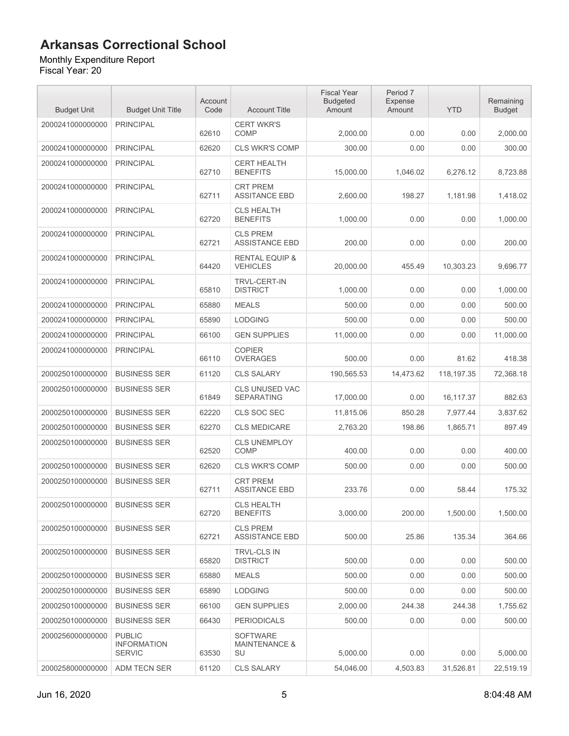# Arkansas Correctional School

Monthly Expenditure Report
Fiscal Year: 20

| Budget Unit | Budget Unit Title | Account Code | Account Title | Fiscal Year Budgeted Amount | Period 7 Expense Amount | YTD | Remaining Budget |
|---|---|---|---|---|---|---|---|
| 2000241000000000 | PRINCIPAL | 62610 | CERT WKR'S COMP | 2,000.00 | 0.00 | 0.00 | 2,000.00 |
| 2000241000000000 | PRINCIPAL | 62620 | CLS WKR'S COMP | 300.00 | 0.00 | 0.00 | 300.00 |
| 2000241000000000 | PRINCIPAL | 62710 | CERT HEALTH BENEFITS | 15,000.00 | 1,046.02 | 6,276.12 | 8,723.88 |
| 2000241000000000 | PRINCIPAL | 62711 | CRT PREM ASSITANCE EBD | 2,600.00 | 198.27 | 1,181.98 | 1,418.02 |
| 2000241000000000 | PRINCIPAL | 62720 | CLS HEALTH BENEFITS | 1,000.00 | 0.00 | 0.00 | 1,000.00 |
| 2000241000000000 | PRINCIPAL | 62721 | CLS PREM ASSISTANCE EBD | 200.00 | 0.00 | 0.00 | 200.00 |
| 2000241000000000 | PRINCIPAL | 64420 | RENTAL EQUIP & VEHICLES | 20,000.00 | 455.49 | 10,303.23 | 9,696.77 |
| 2000241000000000 | PRINCIPAL | 65810 | TRVL-CERT-IN DISTRICT | 1,000.00 | 0.00 | 0.00 | 1,000.00 |
| 2000241000000000 | PRINCIPAL | 65880 | MEALS | 500.00 | 0.00 | 0.00 | 500.00 |
| 2000241000000000 | PRINCIPAL | 65890 | LODGING | 500.00 | 0.00 | 0.00 | 500.00 |
| 2000241000000000 | PRINCIPAL | 66100 | GEN SUPPLIES | 11,000.00 | 0.00 | 0.00 | 11,000.00 |
| 2000241000000000 | PRINCIPAL | 66110 | COPIER OVERAGES | 500.00 | 0.00 | 81.62 | 418.38 |
| 2000250100000000 | BUSINESS SER | 61120 | CLS SALARY | 190,565.53 | 14,473.62 | 118,197.35 | 72,368.18 |
| 2000250100000000 | BUSINESS SER | 61849 | CLS UNUSED VAC SEPARATING | 17,000.00 | 0.00 | 16,117.37 | 882.63 |
| 2000250100000000 | BUSINESS SER | 62220 | CLS SOC SEC | 11,815.06 | 850.28 | 7,977.44 | 3,837.62 |
| 2000250100000000 | BUSINESS SER | 62270 | CLS MEDICARE | 2,763.20 | 198.86 | 1,865.71 | 897.49 |
| 2000250100000000 | BUSINESS SER | 62520 | CLS UNEMPLOY COMP | 400.00 | 0.00 | 0.00 | 400.00 |
| 2000250100000000 | BUSINESS SER | 62620 | CLS WKR'S COMP | 500.00 | 0.00 | 0.00 | 500.00 |
| 2000250100000000 | BUSINESS SER | 62711 | CRT PREM ASSITANCE EBD | 233.76 | 0.00 | 58.44 | 175.32 |
| 2000250100000000 | BUSINESS SER | 62720 | CLS HEALTH BENEFITS | 3,000.00 | 200.00 | 1,500.00 | 1,500.00 |
| 2000250100000000 | BUSINESS SER | 62721 | CLS PREM ASSISTANCE EBD | 500.00 | 25.86 | 135.34 | 364.66 |
| 2000250100000000 | BUSINESS SER | 65820 | TRVL-CLS IN DISTRICT | 500.00 | 0.00 | 0.00 | 500.00 |
| 2000250100000000 | BUSINESS SER | 65880 | MEALS | 500.00 | 0.00 | 0.00 | 500.00 |
| 2000250100000000 | BUSINESS SER | 65890 | LODGING | 500.00 | 0.00 | 0.00 | 500.00 |
| 2000250100000000 | BUSINESS SER | 66100 | GEN SUPPLIES | 2,000.00 | 244.38 | 244.38 | 1,755.62 |
| 2000250100000000 | BUSINESS SER | 66430 | PERIODICALS | 500.00 | 0.00 | 0.00 | 500.00 |
| 2000256000000000 | PUBLIC INFORMATION SERVIC | 63530 | SOFTWARE MAINTENANCE & SU | 5,000.00 | 0.00 | 0.00 | 5,000.00 |
| 2000258000000000 | ADM TECN SER | 61120 | CLS SALARY | 54,046.00 | 4,503.83 | 31,526.81 | 22,519.19 |

Jun 16, 2020 8:04:48 AM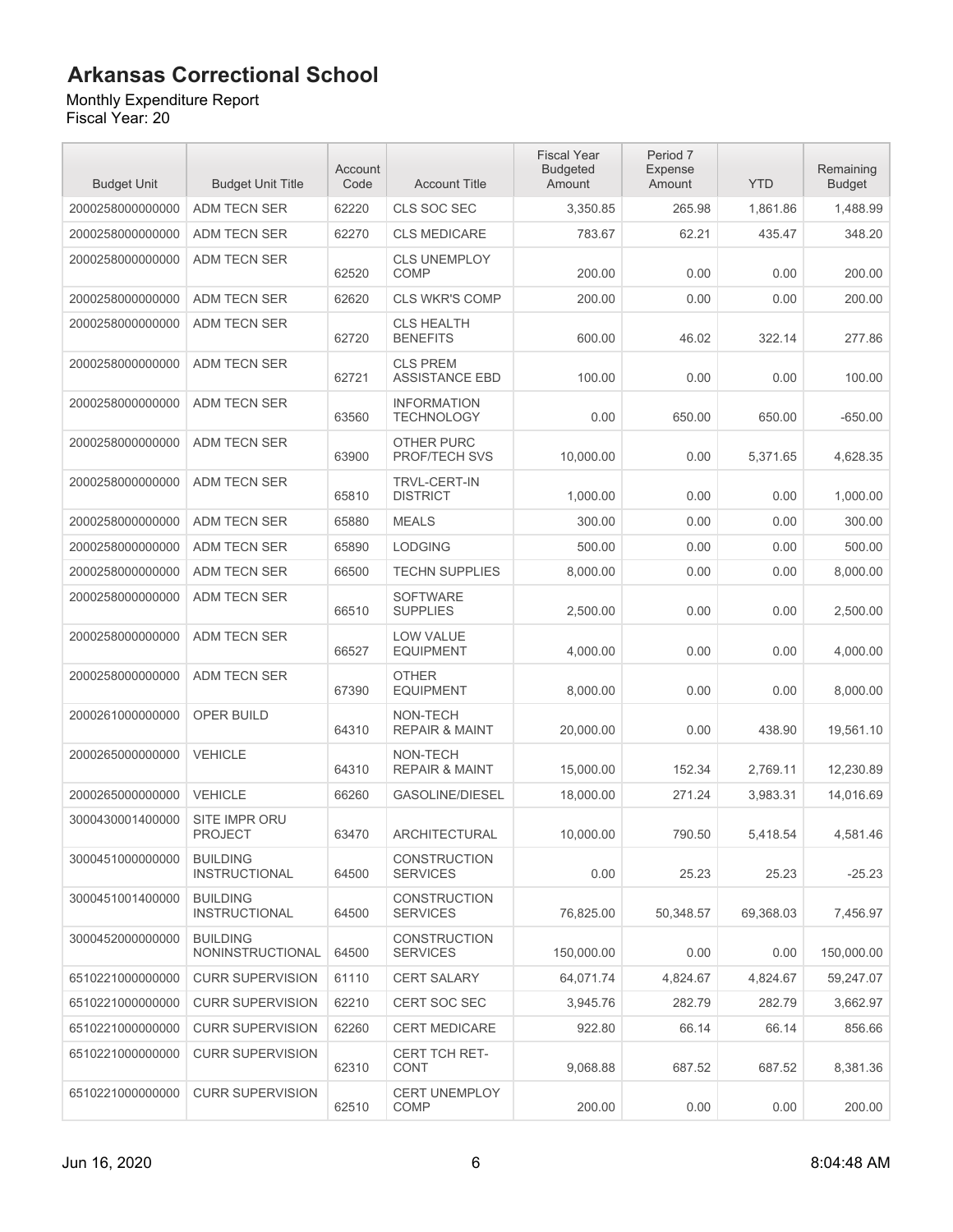# Arkansas Correctional School

Monthly Expenditure Report
Fiscal Year: 20

| Budget Unit | Budget Unit Title | Account Code | Account Title | Fiscal Year Budgeted Amount | Period 7 Expense Amount | YTD | Remaining Budget |
|---|---|---|---|---|---|---|---|
| 2000258000000000 | ADM TECN SER | 62220 | CLS SOC SEC | 3,350.85 | 265.98 | 1,861.86 | 1,488.99 |
| 2000258000000000 | ADM TECN SER | 62270 | CLS MEDICARE | 783.67 | 62.21 | 435.47 | 348.20 |
| 2000258000000000 | ADM TECN SER | 62520 | CLS UNEMPLOY COMP | 200.00 | 0.00 | 0.00 | 200.00 |
| 2000258000000000 | ADM TECN SER | 62620 | CLS WKR'S COMP | 200.00 | 0.00 | 0.00 | 200.00 |
| 2000258000000000 | ADM TECN SER | 62720 | CLS HEALTH BENEFITS | 600.00 | 46.02 | 322.14 | 277.86 |
| 2000258000000000 | ADM TECN SER | 62721 | CLS PREM ASSISTANCE EBD | 100.00 | 0.00 | 0.00 | 100.00 |
| 2000258000000000 | ADM TECN SER | 63560 | INFORMATION TECHNOLOGY | 0.00 | 650.00 | 650.00 | -650.00 |
| 2000258000000000 | ADM TECN SER | 63900 | OTHER PURC PROF/TECH SVS | 10,000.00 | 0.00 | 5,371.65 | 4,628.35 |
| 2000258000000000 | ADM TECN SER | 65810 | TRVL-CERT-IN DISTRICT | 1,000.00 | 0.00 | 0.00 | 1,000.00 |
| 2000258000000000 | ADM TECN SER | 65880 | MEALS | 300.00 | 0.00 | 0.00 | 300.00 |
| 2000258000000000 | ADM TECN SER | 65890 | LODGING | 500.00 | 0.00 | 0.00 | 500.00 |
| 2000258000000000 | ADM TECN SER | 66500 | TECHN SUPPLIES | 8,000.00 | 0.00 | 0.00 | 8,000.00 |
| 2000258000000000 | ADM TECN SER | 66510 | SOFTWARE SUPPLIES | 2,500.00 | 0.00 | 0.00 | 2,500.00 |
| 2000258000000000 | ADM TECN SER | 66527 | LOW VALUE EQUIPMENT | 4,000.00 | 0.00 | 0.00 | 4,000.00 |
| 2000258000000000 | ADM TECN SER | 67390 | OTHER EQUIPMENT | 8,000.00 | 0.00 | 0.00 | 8,000.00 |
| 2000261000000000 | OPER BUILD | 64310 | NON-TECH REPAIR & MAINT | 20,000.00 | 0.00 | 438.90 | 19,561.10 |
| 2000265000000000 | VEHICLE | 64310 | NON-TECH REPAIR & MAINT | 15,000.00 | 152.34 | 2,769.11 | 12,230.89 |
| 2000265000000000 | VEHICLE | 66260 | GASOLINE/DIESEL | 18,000.00 | 271.24 | 3,983.31 | 14,016.69 |
| 3000430001400000 | SITE IMPR ORU PROJECT | 63470 | ARCHITECTURAL | 10,000.00 | 790.50 | 5,418.54 | 4,581.46 |
| 3000451000000000 | BUILDING INSTRUCTIONAL | 64500 | CONSTRUCTION SERVICES | 0.00 | 25.23 | 25.23 | -25.23 |
| 3000451001400000 | BUILDING INSTRUCTIONAL | 64500 | CONSTRUCTION SERVICES | 76,825.00 | 50,348.57 | 69,368.03 | 7,456.97 |
| 3000452000000000 | BUILDING NONINSTRUCTIONAL | 64500 | CONSTRUCTION SERVICES | 150,000.00 | 0.00 | 0.00 | 150,000.00 |
| 6510221000000000 | CURR SUPERVISION | 61110 | CERT SALARY | 64,071.74 | 4,824.67 | 4,824.67 | 59,247.07 |
| 6510221000000000 | CURR SUPERVISION | 62210 | CERT SOC SEC | 3,945.76 | 282.79 | 282.79 | 3,662.97 |
| 6510221000000000 | CURR SUPERVISION | 62260 | CERT MEDICARE | 922.80 | 66.14 | 66.14 | 856.66 |
| 6510221000000000 | CURR SUPERVISION | 62310 | CERT TCH RET-CONT | 9,068.88 | 687.52 | 687.52 | 8,381.36 |
| 6510221000000000 | CURR SUPERVISION | 62510 | CERT UNEMPLOY COMP | 200.00 | 0.00 | 0.00 | 200.00 |

Jun 16, 2020 8:04:48 AM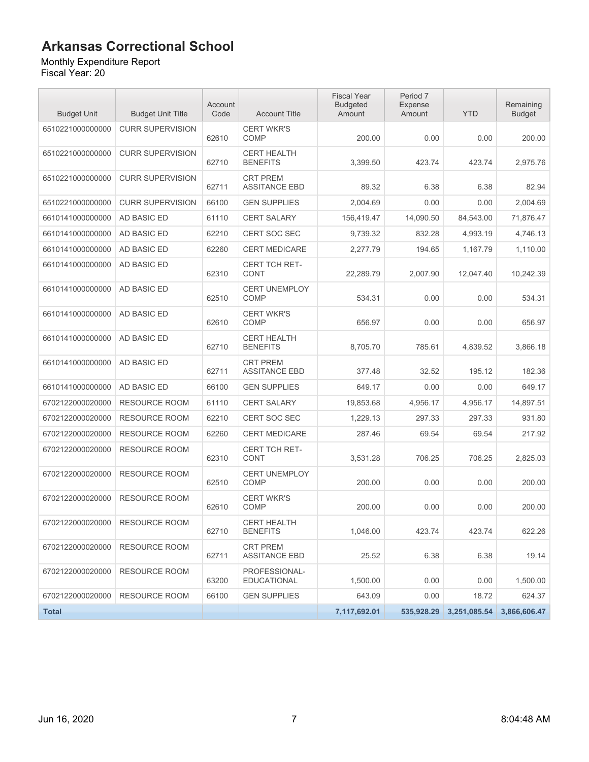# Arkansas Correctional School

Monthly Expenditure Report
Fiscal Year: 20

| Budget Unit | Budget Unit Title | Account Code | Account Title | Fiscal Year Budgeted Amount | Period 7 Expense Amount | YTD | Remaining Budget |
|---|---|---|---|---|---|---|---|
| 6510221000000000 | CURR SUPERVISION | 62610 | CERT WKR'S COMP | 200.00 | 0.00 | 0.00 | 200.00 |
| 6510221000000000 | CURR SUPERVISION | 62710 | CERT HEALTH BENEFITS | 3,399.50 | 423.74 | 423.74 | 2,975.76 |
| 6510221000000000 | CURR SUPERVISION | 62711 | CRT PREM ASSITANCE EBD | 89.32 | 6.38 | 6.38 | 82.94 |
| 6510221000000000 | CURR SUPERVISION | 66100 | GEN SUPPLIES | 2,004.69 | 0.00 | 0.00 | 2,004.69 |
| 6610141000000000 | AD BASIC ED | 61110 | CERT SALARY | 156,419.47 | 14,090.50 | 84,543.00 | 71,876.47 |
| 6610141000000000 | AD BASIC ED | 62210 | CERT SOC SEC | 9,739.32 | 832.28 | 4,993.19 | 4,746.13 |
| 6610141000000000 | AD BASIC ED | 62260 | CERT MEDICARE | 2,277.79 | 194.65 | 1,167.79 | 1,110.00 |
| 6610141000000000 | AD BASIC ED | 62310 | CERT TCH RET-CONT | 22,289.79 | 2,007.90 | 12,047.40 | 10,242.39 |
| 6610141000000000 | AD BASIC ED | 62510 | CERT UNEMPLOY COMP | 534.31 | 0.00 | 0.00 | 534.31 |
| 6610141000000000 | AD BASIC ED | 62610 | CERT WKR'S COMP | 656.97 | 0.00 | 0.00 | 656.97 |
| 6610141000000000 | AD BASIC ED | 62710 | CERT HEALTH BENEFITS | 8,705.70 | 785.61 | 4,839.52 | 3,866.18 |
| 6610141000000000 | AD BASIC ED | 62711 | CRT PREM ASSITANCE EBD | 377.48 | 32.52 | 195.12 | 182.36 |
| 6610141000000000 | AD BASIC ED | 66100 | GEN SUPPLIES | 649.17 | 0.00 | 0.00 | 649.17 |
| 6702122000020000 | RESOURCE ROOM | 61110 | CERT SALARY | 19,853.68 | 4,956.17 | 4,956.17 | 14,897.51 |
| 6702122000020000 | RESOURCE ROOM | 62210 | CERT SOC SEC | 1,229.13 | 297.33 | 297.33 | 931.80 |
| 6702122000020000 | RESOURCE ROOM | 62260 | CERT MEDICARE | 287.46 | 69.54 | 69.54 | 217.92 |
| 6702122000020000 | RESOURCE ROOM | 62310 | CERT TCH RET-CONT | 3,531.28 | 706.25 | 706.25 | 2,825.03 |
| 6702122000020000 | RESOURCE ROOM | 62510 | CERT UNEMPLOY COMP | 200.00 | 0.00 | 0.00 | 200.00 |
| 6702122000020000 | RESOURCE ROOM | 62610 | CERT WKR'S COMP | 200.00 | 0.00 | 0.00 | 200.00 |
| 6702122000020000 | RESOURCE ROOM | 62710 | CERT HEALTH BENEFITS | 1,046.00 | 423.74 | 423.74 | 622.26 |
| 6702122000020000 | RESOURCE ROOM | 62711 | CRT PREM ASSITANCE EBD | 25.52 | 6.38 | 6.38 | 19.14 |
| 6702122000020000 | RESOURCE ROOM | 63200 | PROFESSIONAL-EDUCATIONAL | 1,500.00 | 0.00 | 0.00 | 1,500.00 |
| 6702122000020000 | RESOURCE ROOM | 66100 | GEN SUPPLIES | 643.09 | 0.00 | 18.72 | 624.37 |
| **Total** | | | | **7,117,692.01** | **535,928.29** | **3,251,085.54** | **3,866,606.47** |

Jun 16, 2020 8:04:48 AM